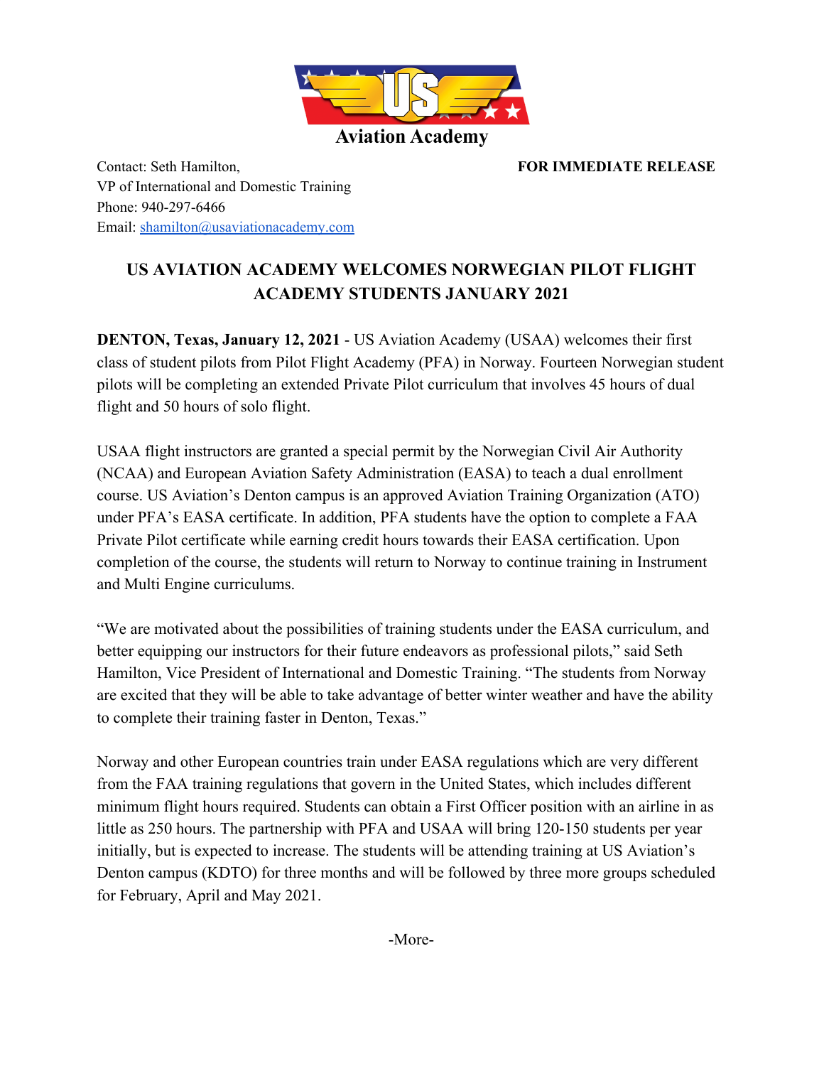**Aviation Academy**

Contact: Seth Hamilton,
VP of International and Domestic Training
Phone: 940-297-6466
Email: [shamilton@usaviationacademy.com](mailto:shamilton@usaviationacademy.com)

**FOR IMMEDIATE RELEASE**

# US AVIATION ACADEMY WELCOMES NORWEGIAN PILOT FLIGHT ACADEMY STUDENTS JANUARY 2021

**DENTON, Texas, January 12, 2021** - US Aviation Academy (USAA) welcomes their first class of student pilots from Pilot Flight Academy (PFA) in Norway. Fourteen Norwegian student pilots will be completing an extended Private Pilot curriculum that involves 45 hours of dual flight and 50 hours of solo flight.

USAA flight instructors are granted a special permit by the Norwegian Civil Air Authority (NCAA) and European Aviation Safety Administration (EASA) to teach a dual enrollment course. US Aviation's Denton campus is an approved Aviation Training Organization (ATO) under PFA's EASA certificate. In addition, PFA students have the option to complete a FAA Private Pilot certificate while earning credit hours towards their EASA certification. Upon completion of the course, the students will return to Norway to continue training in Instrument and Multi Engine curriculums.

"We are motivated about the possibilities of training students under the EASA curriculum, and better equipping our instructors for their future endeavors as professional pilots," said Seth Hamilton, Vice President of International and Domestic Training. "The students from Norway are excited that they will be able to take advantage of better winter weather and have the ability to complete their training faster in Denton, Texas."

Norway and other European countries train under EASA regulations which are very different from the FAA training regulations that govern in the United States, which includes different minimum flight hours required. Students can obtain a First Officer position with an airline in as little as 250 hours. The partnership with PFA and USAA will bring 120-150 students per year initially, but is expected to increase. The students will be attending training at US Aviation's Denton campus (KDTO) for three months and will be followed by three more groups scheduled for February, April and May 2021.

-More-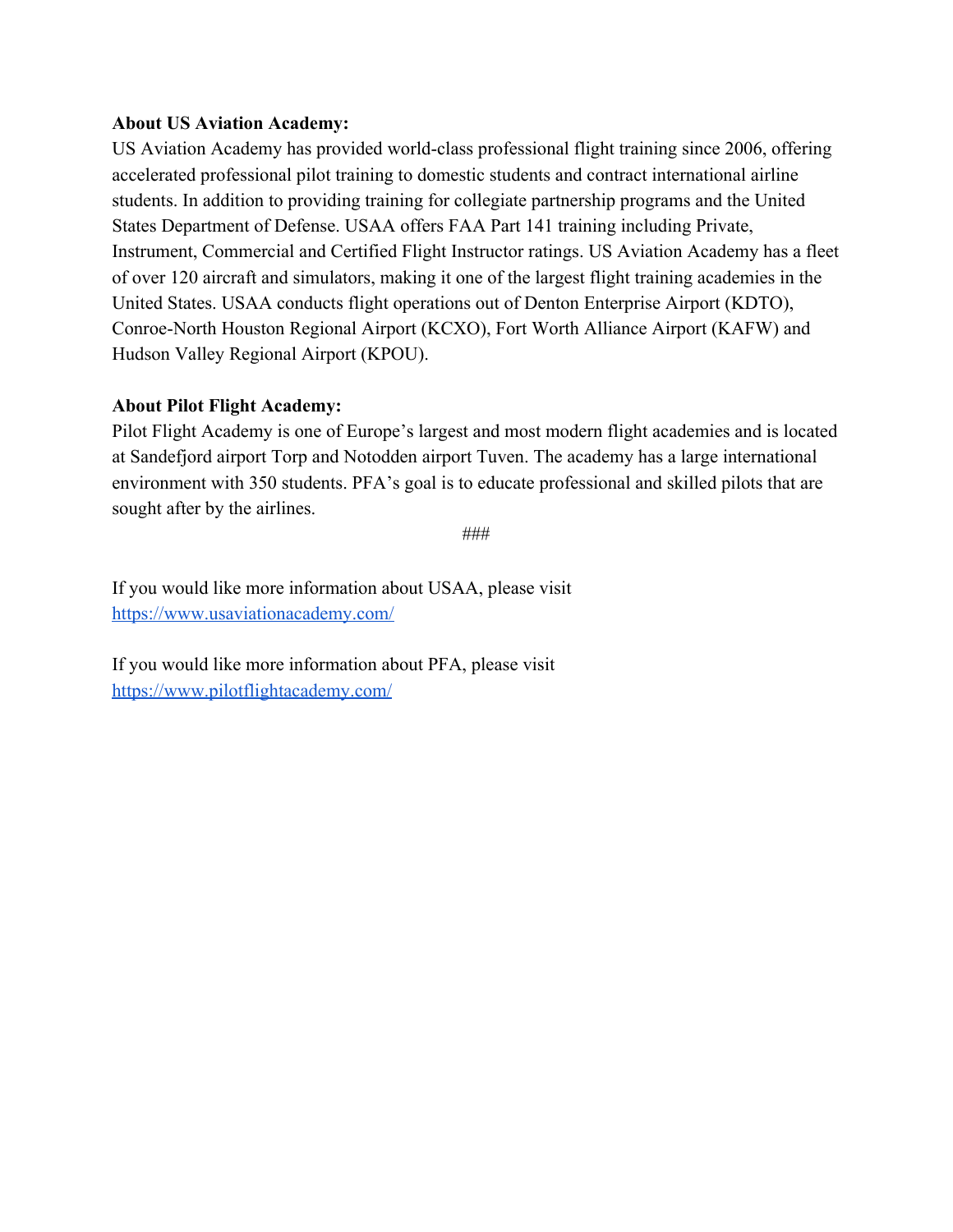**About US Aviation Academy:**

US Aviation Academy has provided world-class professional flight training since 2006, offering accelerated professional pilot training to domestic students and contract international airline students. In addition to providing training for collegiate partnership programs and the United States Department of Defense. USAA offers FAA Part 141 training including Private, Instrument, Commercial and Certified Flight Instructor ratings. US Aviation Academy has a fleet of over 120 aircraft and simulators, making it one of the largest flight training academies in the United States. USAA conducts flight operations out of Denton Enterprise Airport (KDTO), Conroe-North Houston Regional Airport (KCXO), Fort Worth Alliance Airport (KAFW) and Hudson Valley Regional Airport (KPOU).

**About Pilot Flight Academy:**

Pilot Flight Academy is one of Europe's largest and most modern flight academies and is located at Sandefjord airport Torp and Notodden airport Tuven. The academy has a large international environment with 350 students. PFA's goal is to educate professional and skilled pilots that are sought after by the airlines.

###

If you would like more information about USAA, please visit
https://www.usaviationacademy.com/

If you would like more information about PFA, please visit
https://www.pilotflightacademy.com/